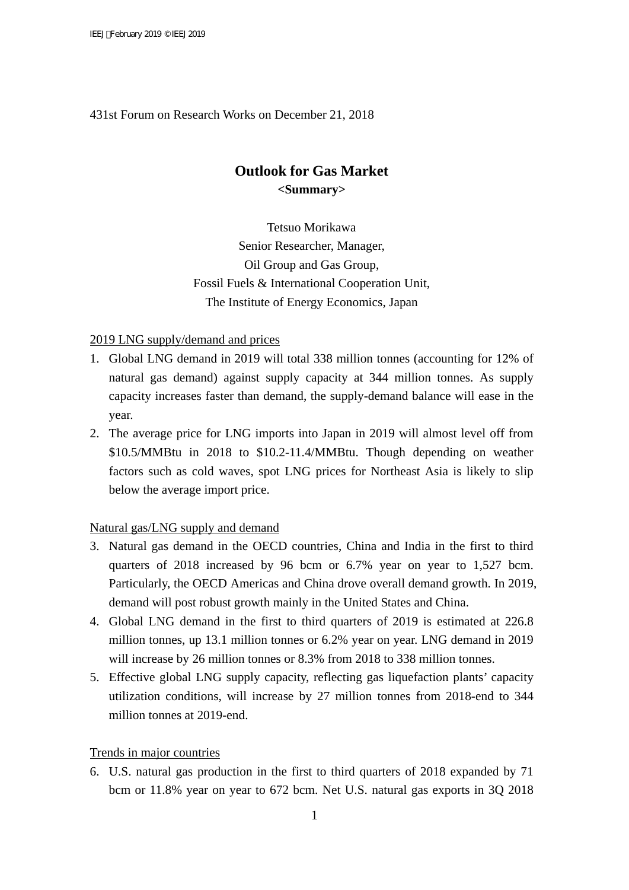431st Forum on Research Works on December 21, 2018

# Outlook for Gas Market

**<Summary>**

Tetsuo Morikawa
Senior Researcher, Manager,
Oil Group and Gas Group,
Fossil Fuels & International Cooperation Unit,
The Institute of Energy Economics, Japan

<u>2019 LNG supply/demand and prices</u>

1. Global LNG demand in 2019 will total 338 million tonnes (accounting for 12% of natural gas demand) against supply capacity at 344 million tonnes. As supply capacity increases faster than demand, the supply-demand balance will ease in the year.
2. The average price for LNG imports into Japan in 2019 will almost level off from $10.5/MMBtu in 2018 to $10.2-11.4/MMBtu. Though depending on weather factors such as cold waves, spot LNG prices for Northeast Asia is likely to slip below the average import price.

<u>Natural gas/LNG supply and demand</u>

3. Natural gas demand in the OECD countries, China and India in the first to third quarters of 2018 increased by 96 bcm or 6.7% year on year to 1,527 bcm. Particularly, the OECD Americas and China drove overall demand growth. In 2019, demand will post robust growth mainly in the United States and China.
4. Global LNG demand in the first to third quarters of 2019 is estimated at 226.8 million tonnes, up 13.1 million tonnes or 6.2% year on year. LNG demand in 2019 will increase by 26 million tonnes or 8.3% from 2018 to 338 million tonnes.
5. Effective global LNG supply capacity, reflecting gas liquefaction plants' capacity utilization conditions, will increase by 27 million tonnes from 2018-end to 344 million tonnes at 2019-end.

<u>Trends in major countries</u>

6. U.S. natural gas production in the first to third quarters of 2018 expanded by 71 bcm or 11.8% year on year to 672 bcm. Net U.S. natural gas exports in 3Q 2018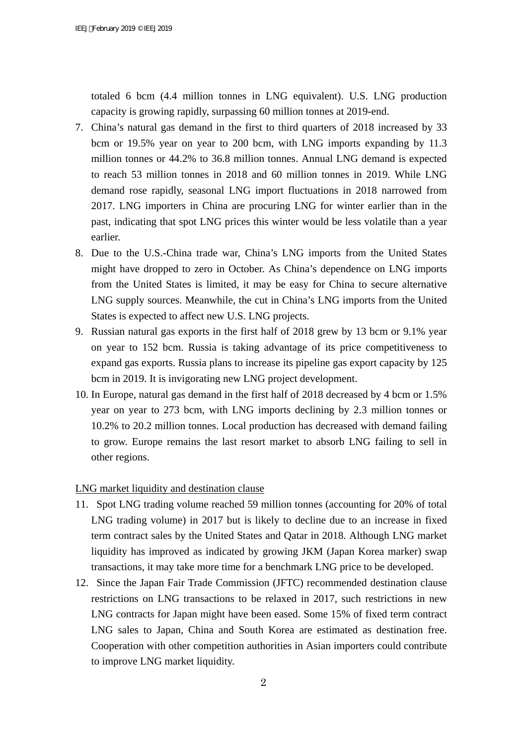totaled 6 bcm (4.4 million tonnes in LNG equivalent). U.S. LNG production capacity is growing rapidly, surpassing 60 million tonnes at 2019-end.

7. China's natural gas demand in the first to third quarters of 2018 increased by 33 bcm or 19.5% year on year to 200 bcm, with LNG imports expanding by 11.3 million tonnes or 44.2% to 36.8 million tonnes. Annual LNG demand is expected to reach 53 million tonnes in 2018 and 60 million tonnes in 2019. While LNG demand rose rapidly, seasonal LNG import fluctuations in 2018 narrowed from 2017. LNG importers in China are procuring LNG for winter earlier than in the past, indicating that spot LNG prices this winter would be less volatile than a year earlier.
8. Due to the U.S.-China trade war, China's LNG imports from the United States might have dropped to zero in October. As China's dependence on LNG imports from the United States is limited, it may be easy for China to secure alternative LNG supply sources. Meanwhile, the cut in China's LNG imports from the United States is expected to affect new U.S. LNG projects.
9. Russian natural gas exports in the first half of 2018 grew by 13 bcm or 9.1% year on year to 152 bcm. Russia is taking advantage of its price competitiveness to expand gas exports. Russia plans to increase its pipeline gas export capacity by 125 bcm in 2019. It is invigorating new LNG project development.
10. In Europe, natural gas demand in the first half of 2018 decreased by 4 bcm or 1.5% year on year to 273 bcm, with LNG imports declining by 2.3 million tonnes or 10.2% to 20.2 million tonnes. Local production has decreased with demand failing to grow. Europe remains the last resort market to absorb LNG failing to sell in other regions.

<u>LNG market liquidity and destination clause</u>

11. Spot LNG trading volume reached 59 million tonnes (accounting for 20% of total LNG trading volume) in 2017 but is likely to decline due to an increase in fixed term contract sales by the United States and Qatar in 2018. Although LNG market liquidity has improved as indicated by growing JKM (Japan Korea marker) swap transactions, it may take more time for a benchmark LNG price to be developed.
12. Since the Japan Fair Trade Commission (JFTC) recommended destination clause restrictions on LNG transactions to be relaxed in 2017, such restrictions in new LNG contracts for Japan might have been eased. Some 15% of fixed term contract LNG sales to Japan, China and South Korea are estimated as destination free. Cooperation with other competition authorities in Asian importers could contribute to improve LNG market liquidity.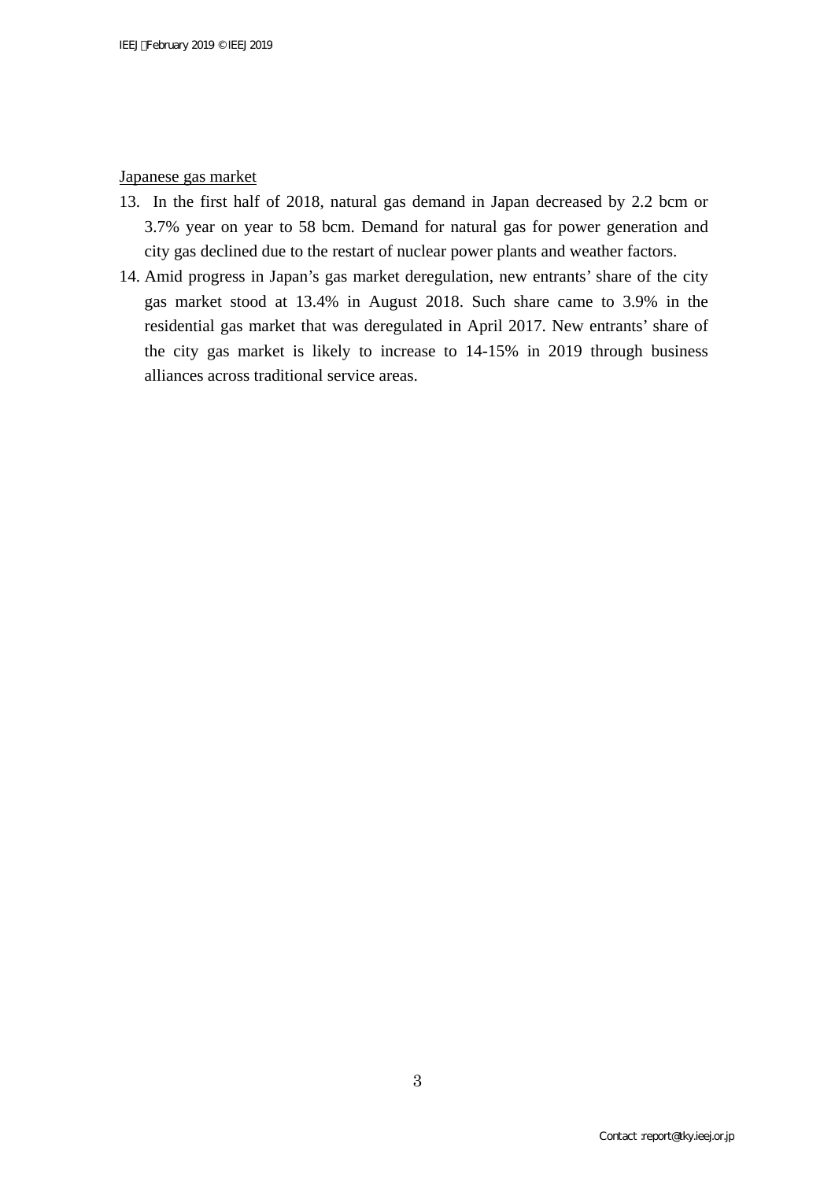Japanese gas market

13. In the first half of 2018, natural gas demand in Japan decreased by 2.2 bcm or 3.7% year on year to 58 bcm. Demand for natural gas for power generation and city gas declined due to the restart of nuclear power plants and weather factors.
14. Amid progress in Japan's gas market deregulation, new entrants' share of the city gas market stood at 13.4% in August 2018. Such share came to 3.9% in the residential gas market that was deregulated in April 2017. New entrants' share of the city gas market is likely to increase to 14-15% in 2019 through business alliances across traditional service areas.